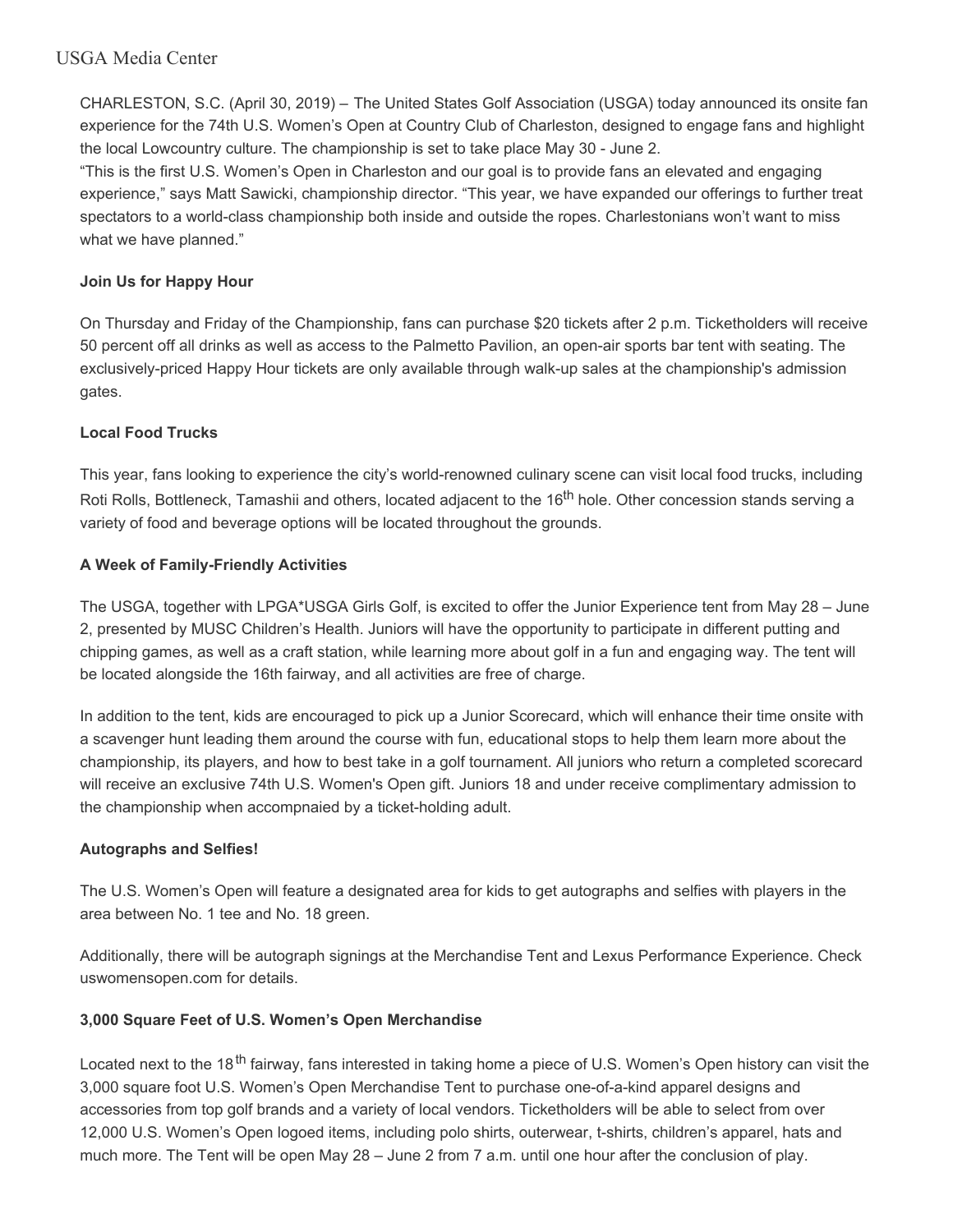USGA Media Center

CHARLESTON, S.C. (April 30, 2019) – The United States Golf Association (USGA) today announced its onsite fan experience for the 74th U.S. Women's Open at Country Club of Charleston, designed to engage fans and highlight the local Lowcountry culture. The championship is set to take place May 30 - June 2.

"This is the first U.S. Women's Open in Charleston and our goal is to provide fans an elevated and engaging experience," says Matt Sawicki, championship director. "This year, we have expanded our offerings to further treat spectators to a world-class championship both inside and outside the ropes. Charlestonians won't want to miss what we have planned."

**Join Us for Happy Hour**

On Thursday and Friday of the Championship, fans can purchase $20 tickets after 2 p.m. Ticketholders will receive 50 percent off all drinks as well as access to the Palmetto Pavilion, an open-air sports bar tent with seating. The exclusively-priced Happy Hour tickets are only available through walk-up sales at the championship's admission gates.

**Local Food Trucks**

This year, fans looking to experience the city's world-renowned culinary scene can visit local food trucks, including Roti Rolls, Bottleneck, Tamashii and others, located adjacent to the 16th hole. Other concession stands serving a variety of food and beverage options will be located throughout the grounds.

**A Week of Family-Friendly Activities**

The USGA, together with LPGA*USGA Girls Golf, is excited to offer the Junior Experience tent from May 28 – June 2, presented by MUSC Children's Health. Juniors will have the opportunity to participate in different putting and chipping games, as well as a craft station, while learning more about golf in a fun and engaging way. The tent will be located alongside the 16th fairway, and all activities are free of charge.

In addition to the tent, kids are encouraged to pick up a Junior Scorecard, which will enhance their time onsite with a scavenger hunt leading them around the course with fun, educational stops to help them learn more about the championship, its players, and how to best take in a golf tournament. All juniors who return a completed scorecard will receive an exclusive 74th U.S. Women's Open gift. Juniors 18 and under receive complimentary admission to the championship when accompnaied by a ticket-holding adult.

**Autographs and Selfies!**

The U.S. Women's Open will feature a designated area for kids to get autographs and selfies with players in the area between No. 1 tee and No. 18 green.

Additionally, there will be autograph signings at the Merchandise Tent and Lexus Performance Experience. Check uswomensopen.com for details.

**3,000 Square Feet of U.S. Women's Open Merchandise**

Located next to the 18th fairway, fans interested in taking home a piece of U.S. Women's Open history can visit the 3,000 square foot U.S. Women's Open Merchandise Tent to purchase one-of-a-kind apparel designs and accessories from top golf brands and a variety of local vendors. Ticketholders will be able to select from over 12,000 U.S. Women's Open logoed items, including polo shirts, outerwear, t-shirts, children's apparel, hats and much more. The Tent will be open May 28 – June 2 from 7 a.m. until one hour after the conclusion of play.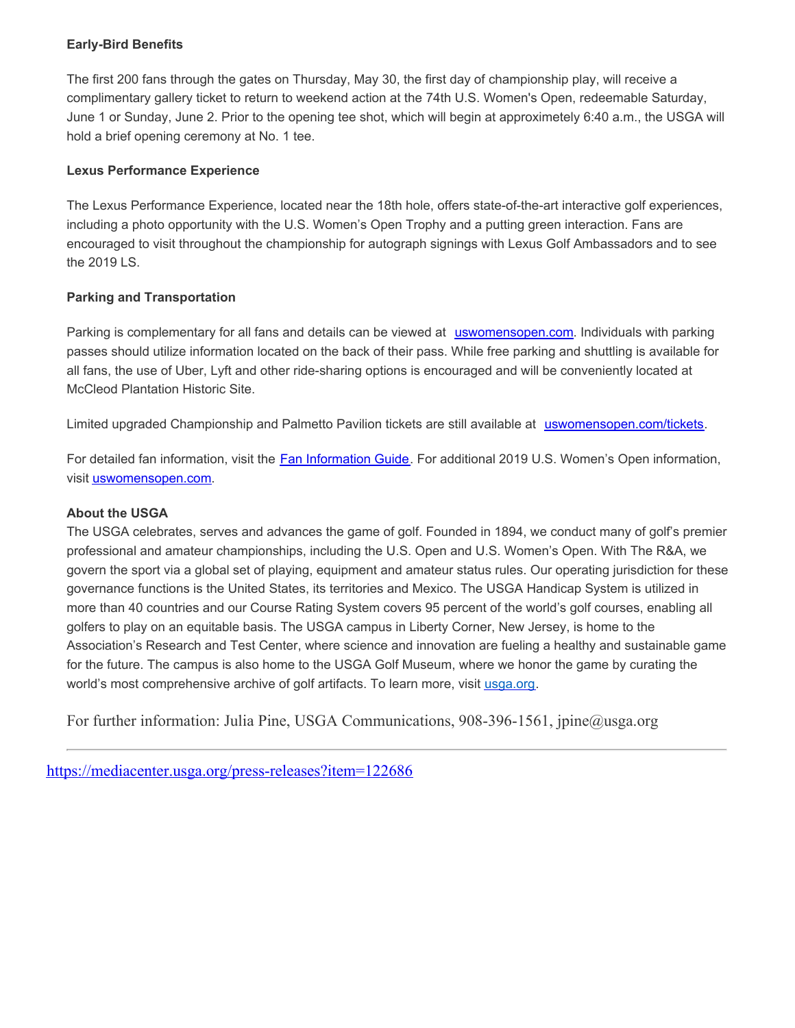**Early-Bird Benefits**

The first 200 fans through the gates on Thursday, May 30, the first day of championship play, will receive a complimentary gallery ticket to return to weekend action at the 74th U.S. Women's Open, redeemable Saturday, June 1 or Sunday, June 2. Prior to the opening tee shot, which will begin at approximetely 6:40 a.m., the USGA will hold a brief opening ceremony at No. 1 tee.

**Lexus Performance Experience**

The Lexus Performance Experience, located near the 18th hole, offers state-of-the-art interactive golf experiences, including a photo opportunity with the U.S. Women's Open Trophy and a putting green interaction. Fans are encouraged to visit throughout the championship for autograph signings with Lexus Golf Ambassadors and to see the 2019 LS.

**Parking and Transportation**

Parking is complementary for all fans and details can be viewed at uswomensopen.com. Individuals with parking passes should utilize information located on the back of their pass. While free parking and shuttling is available for all fans, the use of Uber, Lyft and other ride-sharing options is encouraged and will be conveniently located at McCleod Plantation Historic Site.

Limited upgraded Championship and Palmetto Pavilion tickets are still available at uswomensopen.com/tickets.

For detailed fan information, visit the Fan Information Guide. For additional 2019 U.S. Women's Open information, visit uswomensopen.com.

**About the USGA**

The USGA celebrates, serves and advances the game of golf. Founded in 1894, we conduct many of golf's premier professional and amateur championships, including the U.S. Open and U.S. Women's Open. With The R&A, we govern the sport via a global set of playing, equipment and amateur status rules. Our operating jurisdiction for these governance functions is the United States, its territories and Mexico. The USGA Handicap System is utilized in more than 40 countries and our Course Rating System covers 95 percent of the world's golf courses, enabling all golfers to play on an equitable basis. The USGA campus in Liberty Corner, New Jersey, is home to the Association's Research and Test Center, where science and innovation are fueling a healthy and sustainable game for the future. The campus is also home to the USGA Golf Museum, where we honor the game by curating the world's most comprehensive archive of golf artifacts. To learn more, visit usga.org.

For further information: Julia Pine, USGA Communications, 908-396-1561, jpine@usga.org

---

https://mediacenter.usga.org/press-releases?item=122686